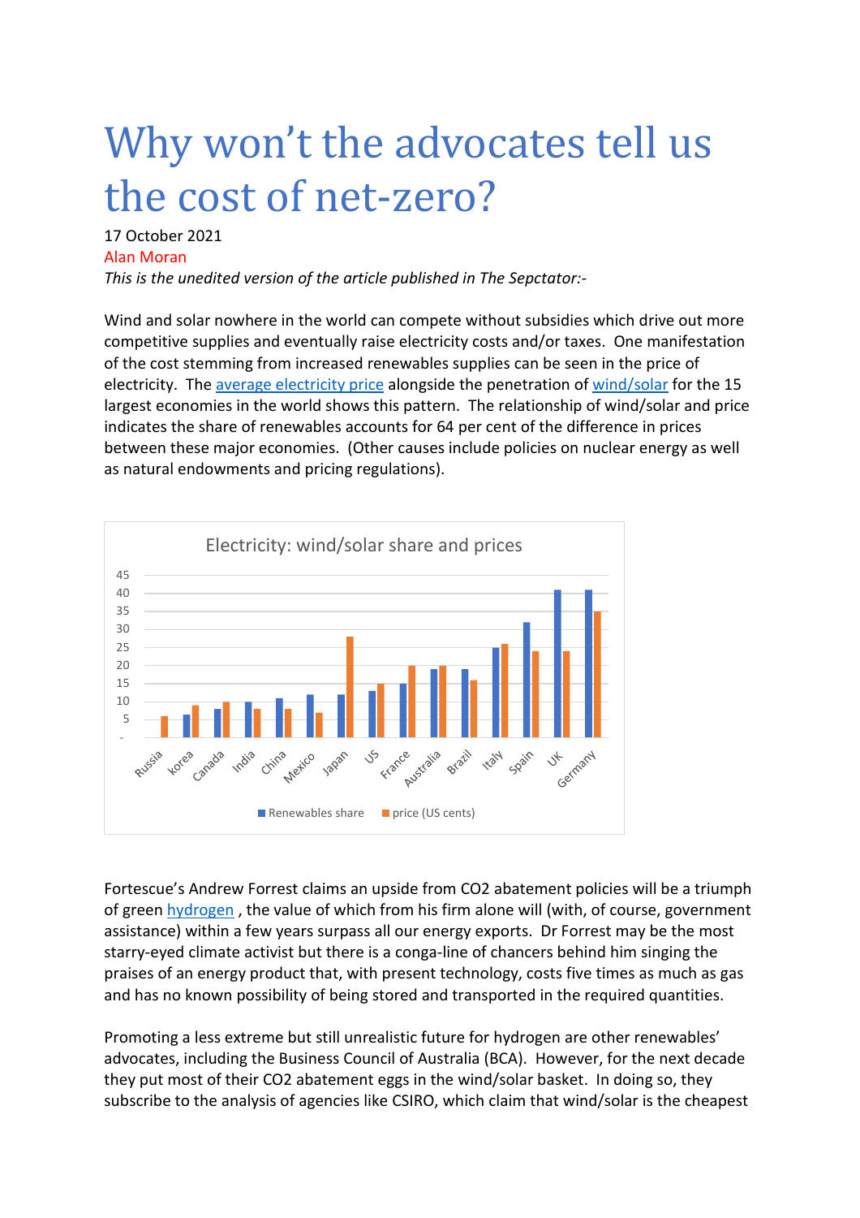# Why won't the advocates tell us the cost of net-zero?

17 October 2021

Alan Moran

*This is the unedited version of the article published in The Septactor:-*

Wind and solar nowhere in the world can compete without subsidies which drive out more competitive supplies and eventually raise electricity costs and/or taxes. One manifestation of the cost stemming from increased renewables supplies can be seen in the price of electricity. The average electricity price alongside the penetration of wind/solar for the 15 largest economies in the world shows this pattern. The relationship of wind/solar and price indicates the share of renewables accounts for 64 per cent of the difference in prices between these major economies. (Other causes include policies on nuclear energy as well as natural endowments and pricing regulations).

**Electricity: wind/solar share and prices**

Series: Renewables share; price (US cents)

Countries: Russia, korea, Canada, India, China, Mexico, Japan, US, France, Australia, Brazil, Italy, Spain, UK, Germany

Fortescue's Andrew Forrest claims an upside from $CO_2$ abatement policies will be a triumph of green hydrogen , the value of which from his firm alone will (with, of course, government assistance) within a few years surpass all our energy exports. Dr Forrest may be the most starry-eyed climate activist but there is a conga-line of chancers behind him singing the praises of an energy product that, with present technology, costs five times as much as gas and has no known possibility of being stored and transported in the required quantities.

Promoting a less extreme but still unrealistic future for hydrogen are other renewables' advocates, including the Business Council of Australia (BCA). However, for the next decade they put most of their $CO_2$ abatement eggs in the wind/solar basket. In doing so, they subscribe to the analysis of agencies like CSIRO, which claim that wind/solar is the cheapest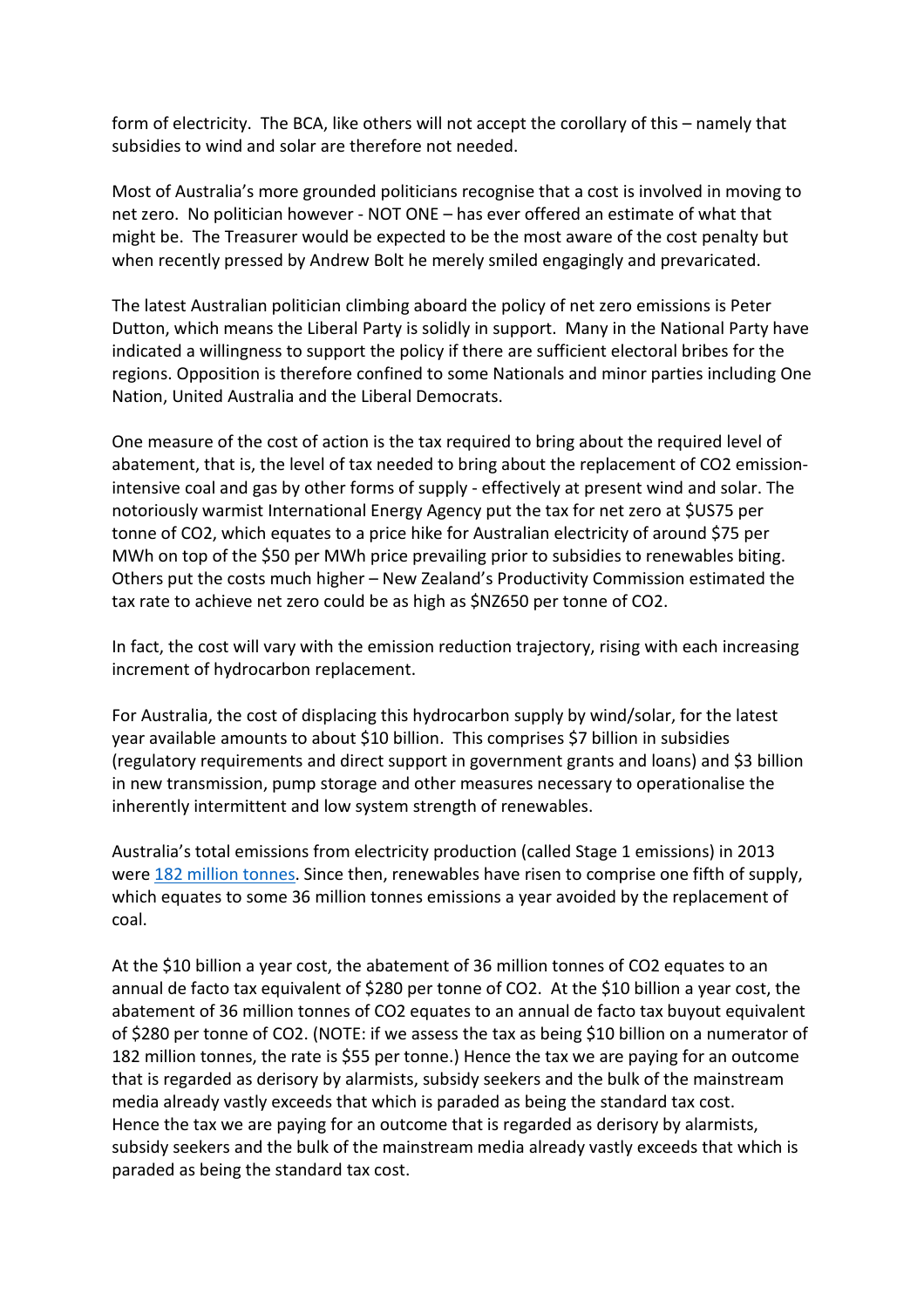form of electricity. The BCA, like others will not accept the corollary of this – namely that subsidies to wind and solar are therefore not needed.

Most of Australia's more grounded politicians recognise that a cost is involved in moving to net zero. No politician however - NOT ONE – has ever offered an estimate of what that might be. The Treasurer would be expected to be the most aware of the cost penalty but when recently pressed by Andrew Bolt he merely smiled engagingly and prevaricated.

The latest Australian politician climbing aboard the policy of net zero emissions is Peter Dutton, which means the Liberal Party is solidly in support. Many in the National Party have indicated a willingness to support the policy if there are sufficient electoral bribes for the regions. Opposition is therefore confined to some Nationals and minor parties including One Nation, United Australia and the Liberal Democrats.

One measure of the cost of action is the tax required to bring about the required level of abatement, that is, the level of tax needed to bring about the replacement of $CO_2$ emission-intensive coal and gas by other forms of supply - effectively at present wind and solar. The notoriously warmist International Energy Agency put the tax for net zero at $US75 per tonne of $CO_2$, which equates to a price hike for Australian electricity of around $75 per MWh on top of the $50 per MWh price prevailing prior to subsidies to renewables biting. Others put the costs much higher – New Zealand's Productivity Commission estimated the tax rate to achieve net zero could be as high as $NZ650 per tonne of $CO_2$.

In fact, the cost will vary with the emission reduction trajectory, rising with each increasing increment of hydrocarbon replacement.

For Australia, the cost of displacing this hydrocarbon supply by wind/solar, for the latest year available amounts to about $10 billion. This comprises $7 billion in subsidies (regulatory requirements and direct support in government grants and loans) and $3 billion in new transmission, pump storage and other measures necessary to operationalise the inherently intermittent and low system strength of renewables.

Australia's total emissions from electricity production (called Stage 1 emissions) in 2013 were [182 million tonnes](). Since then, renewables have risen to comprise one fifth of supply, which equates to some 36 million tonnes emissions a year avoided by the replacement of coal.

At the $10 billion a year cost, the abatement of 36 million tonnes of $CO_2$ equates to an annual de facto tax equivalent of $280 per tonne of $CO_2$. At the $10 billion a year cost, the abatement of 36 million tonnes of $CO_2$ equates to an annual de facto tax buyout equivalent of $280 per tonne of $CO_2$. (NOTE: if we assess the tax as being $10 billion on a numerator of 182 million tonnes, the rate is $55 per tonne.) Hence the tax we are paying for an outcome that is regarded as derisory by alarmists, subsidy seekers and the bulk of the mainstream media already vastly exceeds that which is paraded as being the standard tax cost.
Hence the tax we are paying for an outcome that is regarded as derisory by alarmists, subsidy seekers and the bulk of the mainstream media already vastly exceeds that which is paraded as being the standard tax cost.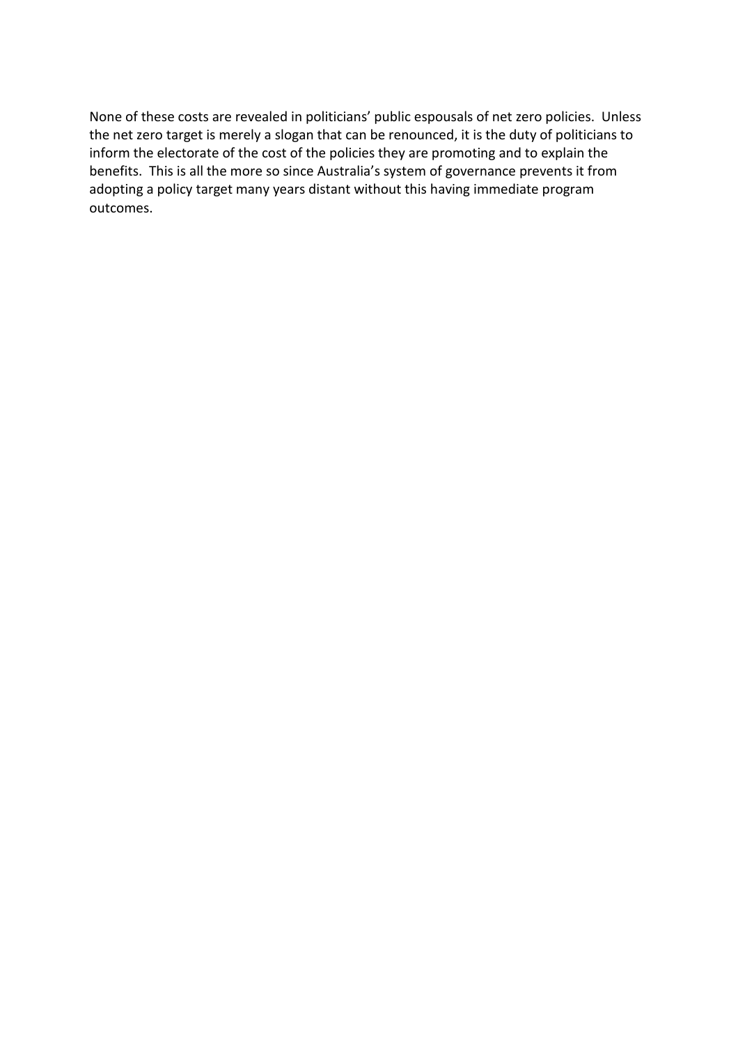None of these costs are revealed in politicians' public espousals of net zero policies. Unless the net zero target is merely a slogan that can be renounced, it is the duty of politicians to inform the electorate of the cost of the policies they are promoting and to explain the benefits. This is all the more so since Australia's system of governance prevents it from adopting a policy target many years distant without this having immediate program outcomes.